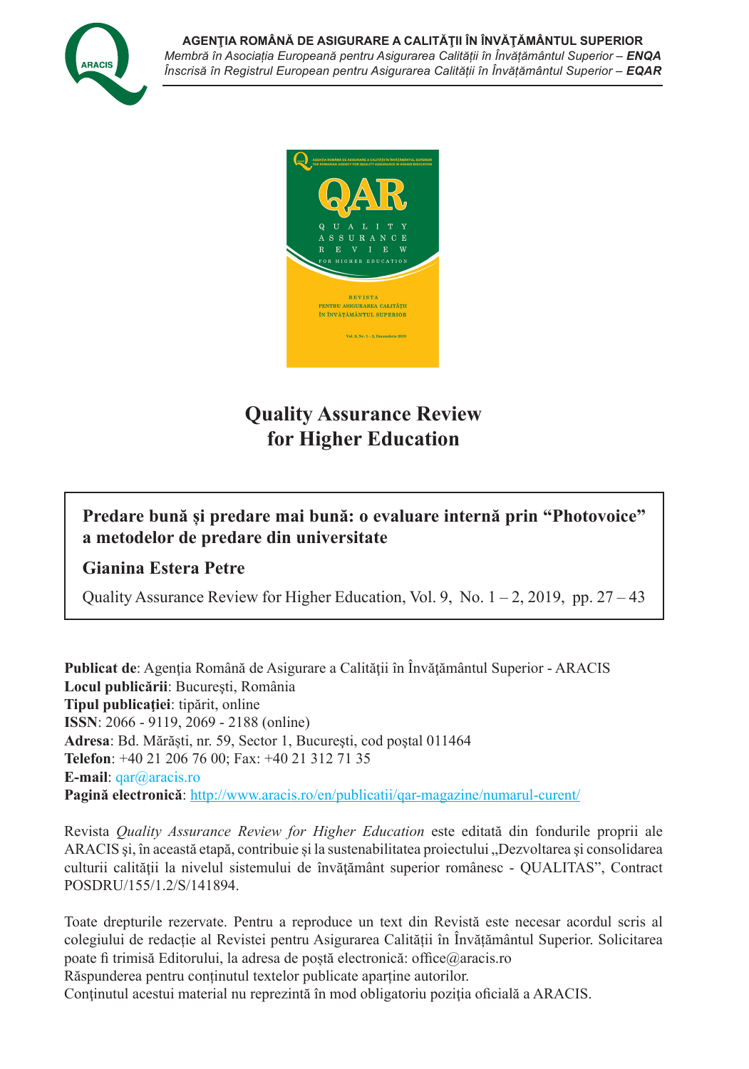**AGENŢIA ROMÂNĂ DE ASIGURARE A CALITĂŢII ÎN ÎNVĂŢĂMÂNTUL SUPERIOR**
*Membră în Asociația Europeană pentru Asigurarea Calității în Învățământul Superior –* ***ENQA***
*Înscrisă în Registrul European pentru Asigurarea Calității în Învățământul Superior –* ***EQAR***

# Quality Assurance Review for Higher Education

## Predare bună și predare mai bună: o evaluare internă prin “Photovoice” a metodelor de predare din universitate

**Gianina Estera Petre**

Quality Assurance Review for Higher Education, Vol. 9, No. 1 – 2, 2019, pp. 27 – 43

**Publicat de**: Agenţia Română de Asigurare a Calităţii în Învăţământul Superior - ARACIS
**Locul publicării**: Bucureşti, România
**Tipul publicaţiei**: tipărit, online
**ISSN**: 2066 - 9119, 2069 - 2188 (online)
**Adresa**: Bd. Mărăşti, nr. 59, Sector 1, Bucureşti, cod poştal 011464
**Telefon**: +40 21 206 76 00; Fax: +40 21 312 71 35
**E-mail**: qar@aracis.ro
**Pagină electronică**: http://www.aracis.ro/en/publicatii/qar-magazine/numarul-curent/

Revista *Quality Assurance Review for Higher Education* este editată din fondurile proprii ale ARACIS şi, în această etapă, contribuie şi la sustenabilitatea proiectului „Dezvoltarea şi consolidarea culturii calităţii la nivelul sistemului de învăţământ superior românesc - QUALITAS”, Contract POSDRU/155/1.2/S/141894.

Toate drepturile rezervate. Pentru a reproduce un text din Revistă este necesar acordul scris al colegiului de redacţie al Revistei pentru Asigurarea Calităţii în Învăţământul Superior. Solicitarea poate fi trimisă Editorului, la adresa de poştă electronică: office@aracis.ro
Răspunderea pentru conţinutul textelor publicate aparţine autorilor.
Conţinutul acestui material nu reprezintă în mod obligatoriu poziţia oficială a ARACIS.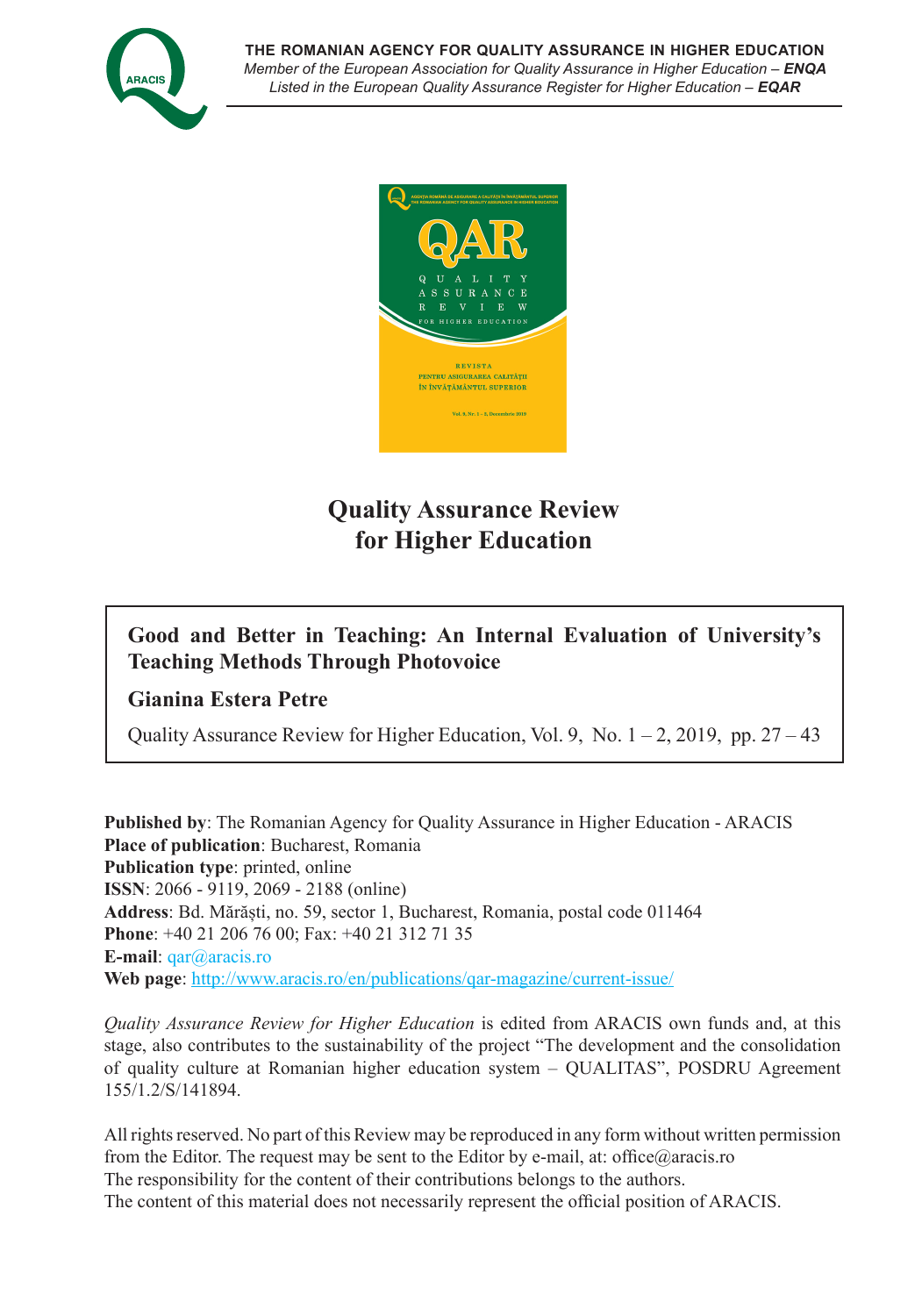**THE ROMANIAN AGENCY FOR QUALITY ASSURANCE IN HIGHER EDUCATION**
*Member of the European Association for Quality Assurance in Higher Education – **ENQA***
*Listed in the European Quality Assurance Register for Higher Education – **EQAR***

# Quality Assurance Review for Higher Education

## Good and Better in Teaching: An Internal Evaluation of University's Teaching Methods Through Photovoice

**Gianina Estera Petre**

Quality Assurance Review for Higher Education, Vol. 9, No. 1 – 2, 2019, pp. 27 – 43

**Published by**: The Romanian Agency for Quality Assurance in Higher Education - ARACIS
**Place of publication**: Bucharest, Romania
**Publication type**: printed, online
**ISSN**: 2066 - 9119, 2069 - 2188 (online)
**Address**: Bd. Mărăşti, no. 59, sector 1, Bucharest, Romania, postal code 011464
**Phone**: +40 21 206 76 00; Fax: +40 21 312 71 35
**E-mail**: qar@aracis.ro
**Web page**: http://www.aracis.ro/en/publications/qar-magazine/current-issue/

*Quality Assurance Review for Higher Education* is edited from ARACIS own funds and, at this stage, also contributes to the sustainability of the project "The development and the consolidation of quality culture at Romanian higher education system – QUALITAS", POSDRU Agreement 155/1.2/S/141894.

All rights reserved. No part of this Review may be reproduced in any form without written permission from the Editor. The request may be sent to the Editor by e-mail, at: office@aracis.ro
The responsibility for the content of their contributions belongs to the authors.
The content of this material does not necessarily represent the official position of ARACIS.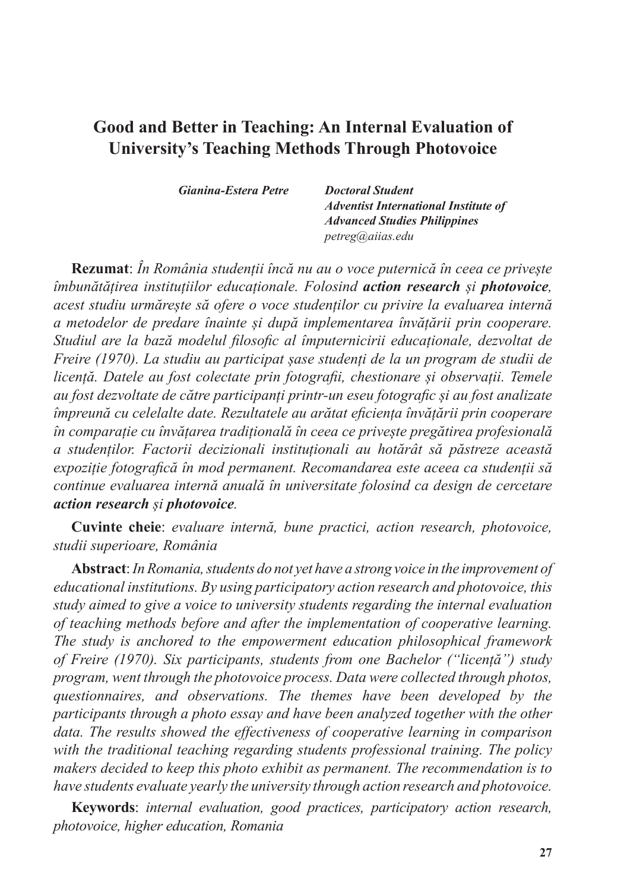# Good and Better in Teaching: An Internal Evaluation of University's Teaching Methods Through Photovoice

***Gianina-Estera Petre***

***Doctoral Student***
***Adventist International Institute of Advanced Studies Philippines***
*petreg@aiias.edu*

**Rezumat**: *În România studenții încă nu au o voce puternică în ceea ce privește îmbunătățirea instituțiilor educaționale. Folosind* ***action research*** *și* ***photovoice****, acest studiu urmărește să ofere o voce studenților cu privire la evaluarea internă a metodelor de predare înainte și după implementarea învățării prin cooperare. Studiul are la bază modelul filosofic al împuternicirii educaționale, dezvoltat de Freire (1970). La studiu au participat șase studenți de la un program de studii de licență. Datele au fost colectate prin fotografii, chestionare și observații. Temele au fost dezvoltate de către participanți printr-un eseu fotografic și au fost analizate împreună cu celelalte date. Rezultatele au arătat eficiența învățării prin cooperare în comparație cu învățarea tradițională în ceea ce privește pregătirea profesională a studenților. Factorii decizionali instituționali au hotărât să păstreze această expoziție fotografică în mod permanent. Recomandarea este aceea ca studenții să continue evaluarea internă anuală în universitate folosind ca design de cercetare* ***action research*** *și* ***photovoice****.*

**Cuvinte cheie**: *evaluare internă, bune practici, action research, photovoice, studii superioare, România*

**Abstract**: *In Romania, students do not yet have a strong voice in the improvement of educational institutions. By using participatory action research and photovoice, this study aimed to give a voice to university students regarding the internal evaluation of teaching methods before and after the implementation of cooperative learning. The study is anchored to the empowerment education philosophical framework of Freire (1970). Six participants, students from one Bachelor ("licență") study program, went through the photovoice process. Data were collected through photos, questionnaires, and observations. The themes have been developed by the participants through a photo essay and have been analyzed together with the other data. The results showed the effectiveness of cooperative learning in comparison with the traditional teaching regarding students professional training. The policy makers decided to keep this photo exhibit as permanent. The recommendation is to have students evaluate yearly the university through action research and photovoice.*

**Keywords**: *internal evaluation, good practices, participatory action research, photovoice, higher education, Romania*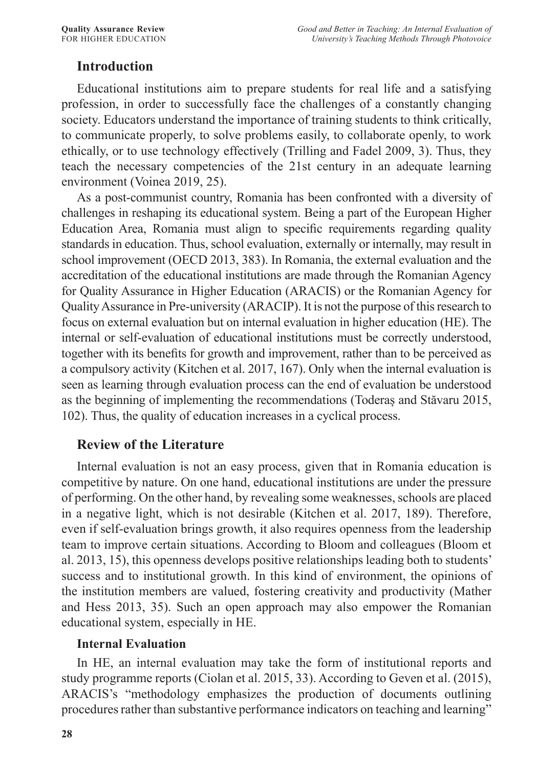## Introduction

Educational institutions aim to prepare students for real life and a satisfying profession, in order to successfully face the challenges of a constantly changing society. Educators understand the importance of training students to think critically, to communicate properly, to solve problems easily, to collaborate openly, to work ethically, or to use technology effectively (Trilling and Fadel 2009, 3). Thus, they teach the necessary competencies of the 21st century in an adequate learning environment (Voinea 2019, 25).

As a post-communist country, Romania has been confronted with a diversity of challenges in reshaping its educational system. Being a part of the European Higher Education Area, Romania must align to specific requirements regarding quality standards in education. Thus, school evaluation, externally or internally, may result in school improvement (OECD 2013, 383). In Romania, the external evaluation and the accreditation of the educational institutions are made through the Romanian Agency for Quality Assurance in Higher Education (ARACIS) or the Romanian Agency for Quality Assurance in Pre-university (ARACIP). It is not the purpose of this research to focus on external evaluation but on internal evaluation in higher education (HE). The internal or self-evaluation of educational institutions must be correctly understood, together with its benefits for growth and improvement, rather than to be perceived as a compulsory activity (Kitchen et al. 2017, 167). Only when the internal evaluation is seen as learning through evaluation process can the end of evaluation be understood as the beginning of implementing the recommendations (Toderaș and Stăvaru 2015, 102). Thus, the quality of education increases in a cyclical process.

## Review of the Literature

Internal evaluation is not an easy process, given that in Romania education is competitive by nature. On one hand, educational institutions are under the pressure of performing. On the other hand, by revealing some weaknesses, schools are placed in a negative light, which is not desirable (Kitchen et al. 2017, 189). Therefore, even if self-evaluation brings growth, it also requires openness from the leadership team to improve certain situations. According to Bloom and colleagues (Bloom et al. 2013, 15), this openness develops positive relationships leading both to students' success and to institutional growth. In this kind of environment, the opinions of the institution members are valued, fostering creativity and productivity (Mather and Hess 2013, 35). Such an open approach may also empower the Romanian educational system, especially in HE.

### Internal Evaluation

In HE, an internal evaluation may take the form of institutional reports and study programme reports (Ciolan et al. 2015, 33). According to Geven et al. (2015), ARACIS's "methodology emphasizes the production of documents outlining procedures rather than substantive performance indicators on teaching and learning"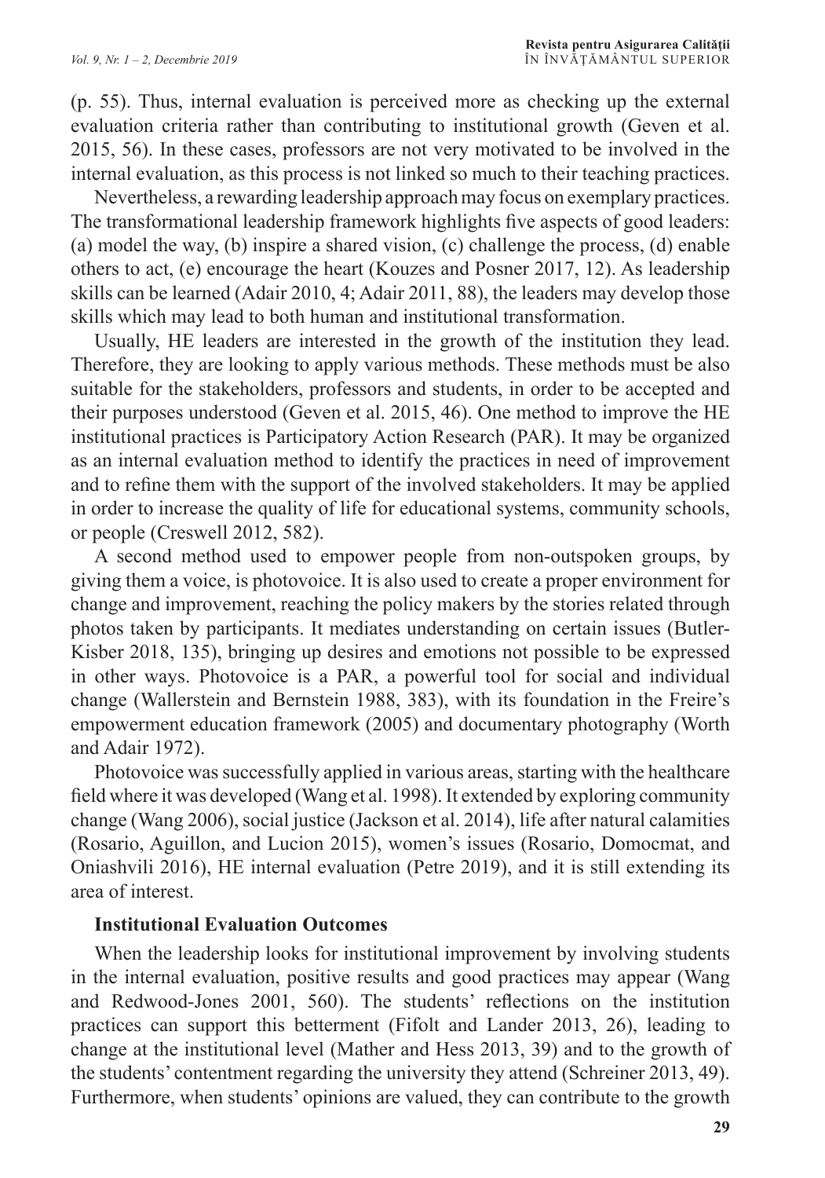(p. 55). Thus, internal evaluation is perceived more as checking up the external evaluation criteria rather than contributing to institutional growth (Geven et al. 2015, 56). In these cases, professors are not very motivated to be involved in the internal evaluation, as this process is not linked so much to their teaching practices.

Nevertheless, a rewarding leadership approach may focus on exemplary practices. The transformational leadership framework highlights five aspects of good leaders: (a) model the way, (b) inspire a shared vision, (c) challenge the process, (d) enable others to act, (e) encourage the heart (Kouzes and Posner 2017, 12). As leadership skills can be learned (Adair 2010, 4; Adair 2011, 88), the leaders may develop those skills which may lead to both human and institutional transformation.

Usually, HE leaders are interested in the growth of the institution they lead. Therefore, they are looking to apply various methods. These methods must be also suitable for the stakeholders, professors and students, in order to be accepted and their purposes understood (Geven et al. 2015, 46). One method to improve the HE institutional practices is Participatory Action Research (PAR). It may be organized as an internal evaluation method to identify the practices in need of improvement and to refine them with the support of the involved stakeholders. It may be applied in order to increase the quality of life for educational systems, community schools, or people (Creswell 2012, 582).

A second method used to empower people from non-outspoken groups, by giving them a voice, is photovoice. It is also used to create a proper environment for change and improvement, reaching the policy makers by the stories related through photos taken by participants. It mediates understanding on certain issues (Butler-Kisber 2018, 135), bringing up desires and emotions not possible to be expressed in other ways. Photovoice is a PAR, a powerful tool for social and individual change (Wallerstein and Bernstein 1988, 383), with its foundation in the Freire's empowerment education framework (2005) and documentary photography (Worth and Adair 1972).

Photovoice was successfully applied in various areas, starting with the healthcare field where it was developed (Wang et al. 1998). It extended by exploring community change (Wang 2006), social justice (Jackson et al. 2014), life after natural calamities (Rosario, Aguillon, and Lucion 2015), women's issues (Rosario, Domocmat, and Oniashvili 2016), HE internal evaluation (Petre 2019), and it is still extending its area of interest.

### Institutional Evaluation Outcomes

When the leadership looks for institutional improvement by involving students in the internal evaluation, positive results and good practices may appear (Wang and Redwood-Jones 2001, 560). The students' reflections on the institution practices can support this betterment (Fifolt and Lander 2013, 26), leading to change at the institutional level (Mather and Hess 2013, 39) and to the growth of the students' contentment regarding the university they attend (Schreiner 2013, 49). Furthermore, when students' opinions are valued, they can contribute to the growth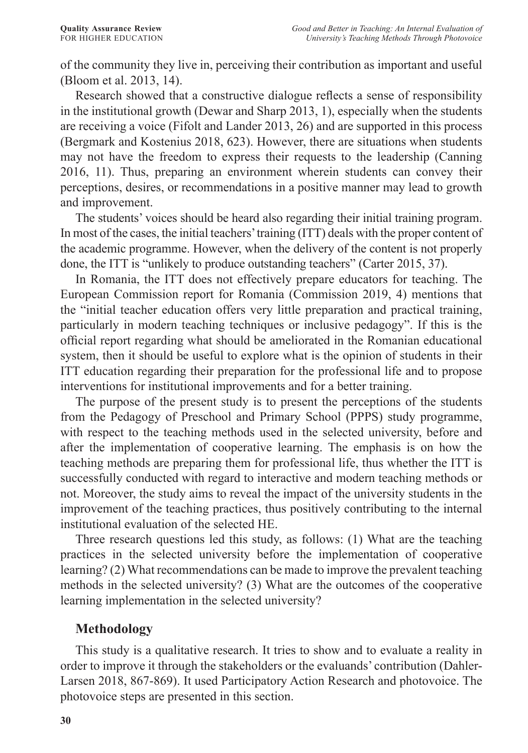of the community they live in, perceiving their contribution as important and useful (Bloom et al. 2013, 14).

Research showed that a constructive dialogue reflects a sense of responsibility in the institutional growth (Dewar and Sharp 2013, 1), especially when the students are receiving a voice (Fifolt and Lander 2013, 26) and are supported in this process (Bergmark and Kostenius 2018, 623). However, there are situations when students may not have the freedom to express their requests to the leadership (Canning 2016, 11). Thus, preparing an environment wherein students can convey their perceptions, desires, or recommendations in a positive manner may lead to growth and improvement.

The students' voices should be heard also regarding their initial training program. In most of the cases, the initial teachers' training (ITT) deals with the proper content of the academic programme. However, when the delivery of the content is not properly done, the ITT is "unlikely to produce outstanding teachers" (Carter 2015, 37).

In Romania, the ITT does not effectively prepare educators for teaching. The European Commission report for Romania (Commission 2019, 4) mentions that the "initial teacher education offers very little preparation and practical training, particularly in modern teaching techniques or inclusive pedagogy". If this is the official report regarding what should be ameliorated in the Romanian educational system, then it should be useful to explore what is the opinion of students in their ITT education regarding their preparation for the professional life and to propose interventions for institutional improvements and for a better training.

The purpose of the present study is to present the perceptions of the students from the Pedagogy of Preschool and Primary School (PPPS) study programme, with respect to the teaching methods used in the selected university, before and after the implementation of cooperative learning. The emphasis is on how the teaching methods are preparing them for professional life, thus whether the ITT is successfully conducted with regard to interactive and modern teaching methods or not. Moreover, the study aims to reveal the impact of the university students in the improvement of the teaching practices, thus positively contributing to the internal institutional evaluation of the selected HE.

Three research questions led this study, as follows: (1) What are the teaching practices in the selected university before the implementation of cooperative learning? (2) What recommendations can be made to improve the prevalent teaching methods in the selected university? (3) What are the outcomes of the cooperative learning implementation in the selected university?

## Methodology

This study is a qualitative research. It tries to show and to evaluate a reality in order to improve it through the stakeholders or the evaluands' contribution (Dahler-Larsen 2018, 867-869). It used Participatory Action Research and photovoice. The photovoice steps are presented in this section.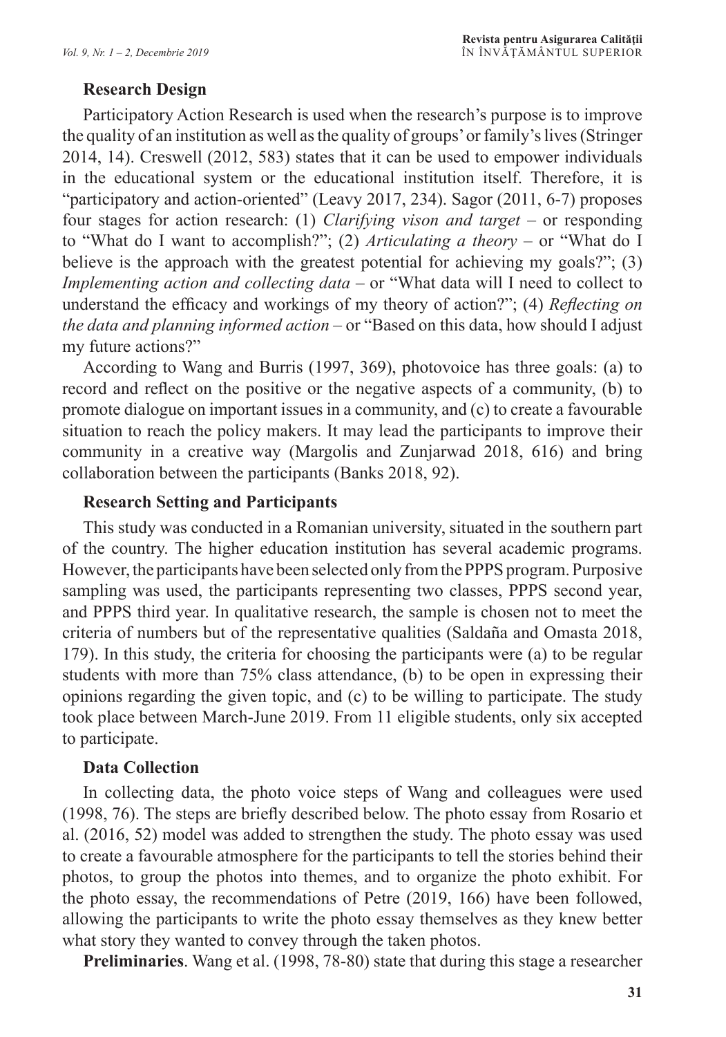### Research Design

Participatory Action Research is used when the research's purpose is to improve the quality of an institution as well as the quality of groups' or family's lives (Stringer 2014, 14). Creswell (2012, 583) states that it can be used to empower individuals in the educational system or the educational institution itself. Therefore, it is "participatory and action-oriented" (Leavy 2017, 234). Sagor (2011, 6-7) proposes four stages for action research: (1) *Clarifying vison and target* – or responding to "What do I want to accomplish?"; (2) *Articulating a theory* – or "What do I believe is the approach with the greatest potential for achieving my goals?"; (3) *Implementing action and collecting data* – or "What data will I need to collect to understand the efficacy and workings of my theory of action?"; (4) *Reflecting on the data and planning informed action* – or "Based on this data, how should I adjust my future actions?"

According to Wang and Burris (1997, 369), photovoice has three goals: (a) to record and reflect on the positive or the negative aspects of a community, (b) to promote dialogue on important issues in a community, and (c) to create a favourable situation to reach the policy makers. It may lead the participants to improve their community in a creative way (Margolis and Zunjarwad 2018, 616) and bring collaboration between the participants (Banks 2018, 92).

### Research Setting and Participants

This study was conducted in a Romanian university, situated in the southern part of the country. The higher education institution has several academic programs. However, the participants have been selected only from the PPPS program. Purposive sampling was used, the participants representing two classes, PPPS second year, and PPPS third year. In qualitative research, the sample is chosen not to meet the criteria of numbers but of the representative qualities (Saldaña and Omasta 2018, 179). In this study, the criteria for choosing the participants were (a) to be regular students with more than 75% class attendance, (b) to be open in expressing their opinions regarding the given topic, and (c) to be willing to participate. The study took place between March-June 2019. From 11 eligible students, only six accepted to participate.

### Data Collection

In collecting data, the photo voice steps of Wang and colleagues were used (1998, 76). The steps are briefly described below. The photo essay from Rosario et al. (2016, 52) model was added to strengthen the study. The photo essay was used to create a favourable atmosphere for the participants to tell the stories behind their photos, to group the photos into themes, and to organize the photo exhibit. For the photo essay, the recommendations of Petre (2019, 166) have been followed, allowing the participants to write the photo essay themselves as they knew better what story they wanted to convey through the taken photos.

**Preliminaries**. Wang et al. (1998, 78-80) state that during this stage a researcher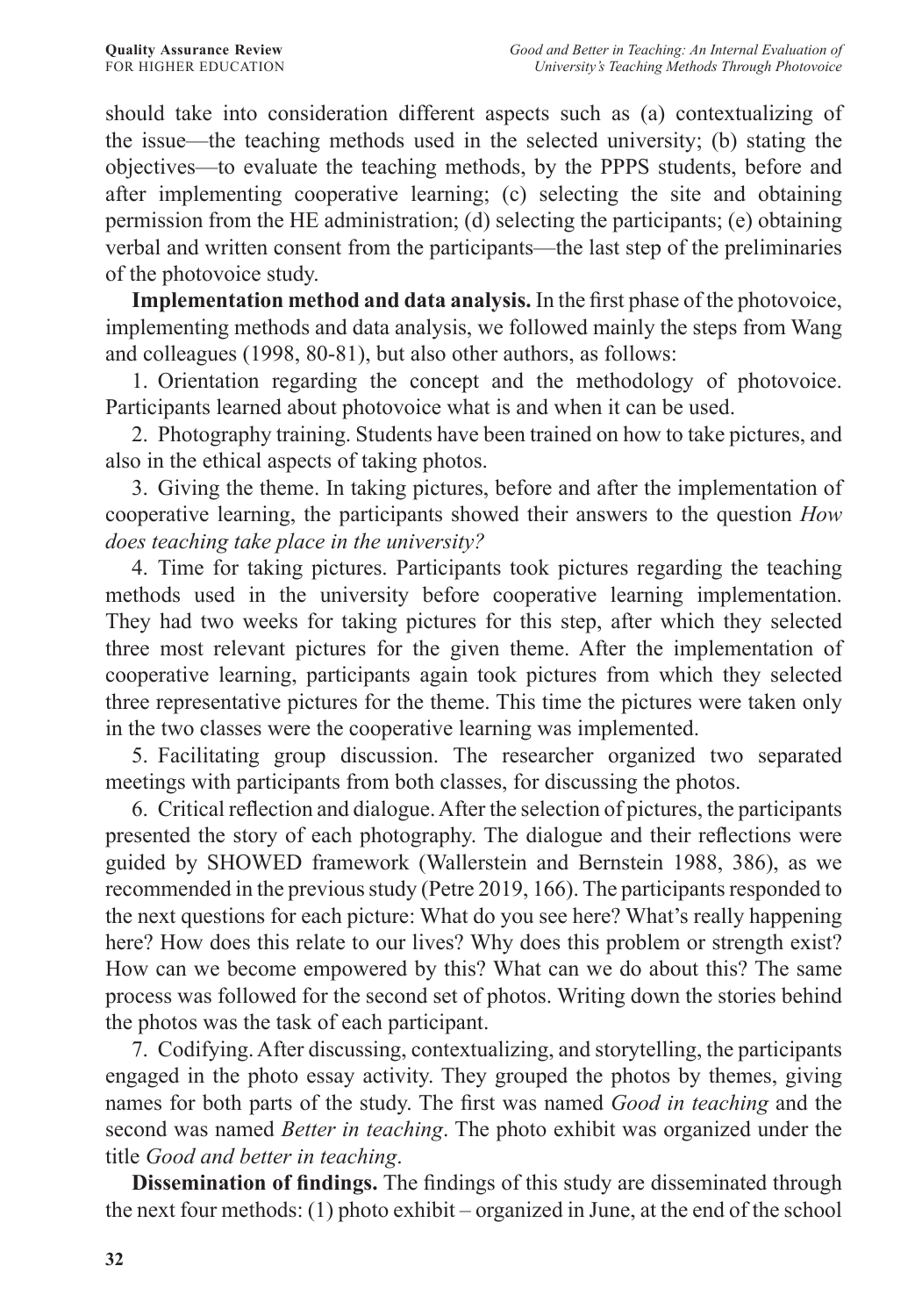should take into consideration different aspects such as (a) contextualizing of the issue—the teaching methods used in the selected university; (b) stating the objectives—to evaluate the teaching methods, by the PPPS students, before and after implementing cooperative learning; (c) selecting the site and obtaining permission from the HE administration; (d) selecting the participants; (e) obtaining verbal and written consent from the participants—the last step of the preliminaries of the photovoice study.

**Implementation method and data analysis.** In the first phase of the photovoice, implementing methods and data analysis, we followed mainly the steps from Wang and colleagues (1998, 80-81), but also other authors, as follows:

1. Orientation regarding the concept and the methodology of photovoice. Participants learned about photovoice what is and when it can be used.

2. Photography training. Students have been trained on how to take pictures, and also in the ethical aspects of taking photos.

3. Giving the theme. In taking pictures, before and after the implementation of cooperative learning, the participants showed their answers to the question *How does teaching take place in the university?*

4. Time for taking pictures. Participants took pictures regarding the teaching methods used in the university before cooperative learning implementation. They had two weeks for taking pictures for this step, after which they selected three most relevant pictures for the given theme. After the implementation of cooperative learning, participants again took pictures from which they selected three representative pictures for the theme. This time the pictures were taken only in the two classes were the cooperative learning was implemented.

5. Facilitating group discussion. The researcher organized two separated meetings with participants from both classes, for discussing the photos.

6. Critical reflection and dialogue. After the selection of pictures, the participants presented the story of each photography. The dialogue and their reflections were guided by SHOWED framework (Wallerstein and Bernstein 1988, 386), as we recommended in the previous study (Petre 2019, 166). The participants responded to the next questions for each picture: What do you see here? What's really happening here? How does this relate to our lives? Why does this problem or strength exist? How can we become empowered by this? What can we do about this? The same process was followed for the second set of photos. Writing down the stories behind the photos was the task of each participant.

7. Codifying. After discussing, contextualizing, and storytelling, the participants engaged in the photo essay activity. They grouped the photos by themes, giving names for both parts of the study. The first was named *Good in teaching* and the second was named *Better in teaching*. The photo exhibit was organized under the title *Good and better in teaching*.

**Dissemination of findings.** The findings of this study are disseminated through the next four methods: (1) photo exhibit – organized in June, at the end of the school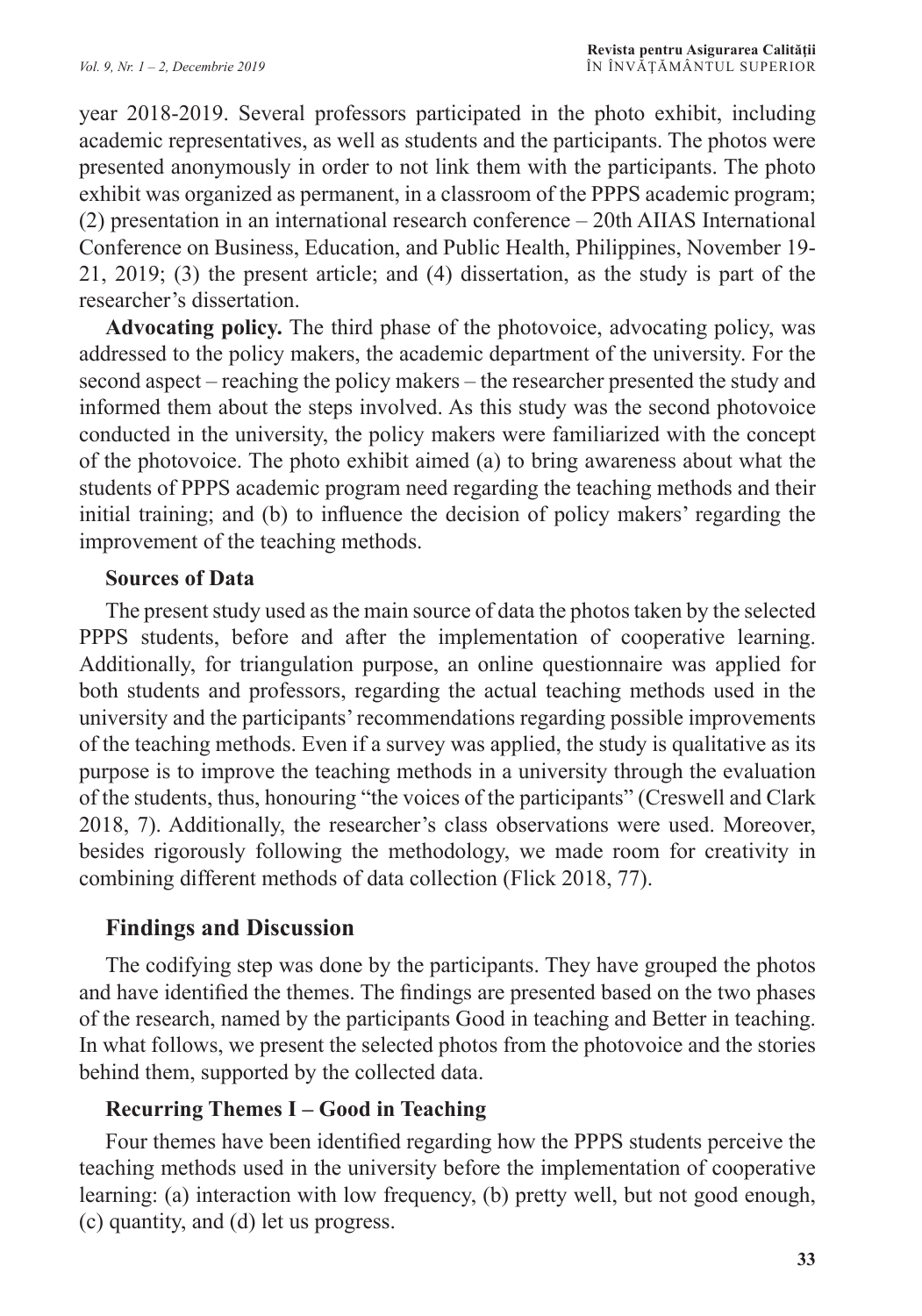year 2018-2019. Several professors participated in the photo exhibit, including academic representatives, as well as students and the participants. The photos were presented anonymously in order to not link them with the participants. The photo exhibit was organized as permanent, in a classroom of the PPPS academic program; (2) presentation in an international research conference – 20th AIIAS International Conference on Business, Education, and Public Health, Philippines, November 19-21, 2019; (3) the present article; and (4) dissertation, as the study is part of the researcher's dissertation.

**Advocating policy.** The third phase of the photovoice, advocating policy, was addressed to the policy makers, the academic department of the university. For the second aspect – reaching the policy makers – the researcher presented the study and informed them about the steps involved. As this study was the second photovoice conducted in the university, the policy makers were familiarized with the concept of the photovoice. The photo exhibit aimed (a) to bring awareness about what the students of PPPS academic program need regarding the teaching methods and their initial training; and (b) to influence the decision of policy makers' regarding the improvement of the teaching methods.

### Sources of Data

The present study used as the main source of data the photos taken by the selected PPPS students, before and after the implementation of cooperative learning. Additionally, for triangulation purpose, an online questionnaire was applied for both students and professors, regarding the actual teaching methods used in the university and the participants' recommendations regarding possible improvements of the teaching methods. Even if a survey was applied, the study is qualitative as its purpose is to improve the teaching methods in a university through the evaluation of the students, thus, honouring "the voices of the participants" (Creswell and Clark 2018, 7). Additionally, the researcher's class observations were used. Moreover, besides rigorously following the methodology, we made room for creativity in combining different methods of data collection (Flick 2018, 77).

## Findings and Discussion

The codifying step was done by the participants. They have grouped the photos and have identified the themes. The findings are presented based on the two phases of the research, named by the participants Good in teaching and Better in teaching. In what follows, we present the selected photos from the photovoice and the stories behind them, supported by the collected data.

### Recurring Themes I – Good in Teaching

Four themes have been identified regarding how the PPPS students perceive the teaching methods used in the university before the implementation of cooperative learning: (a) interaction with low frequency, (b) pretty well, but not good enough, (c) quantity, and (d) let us progress.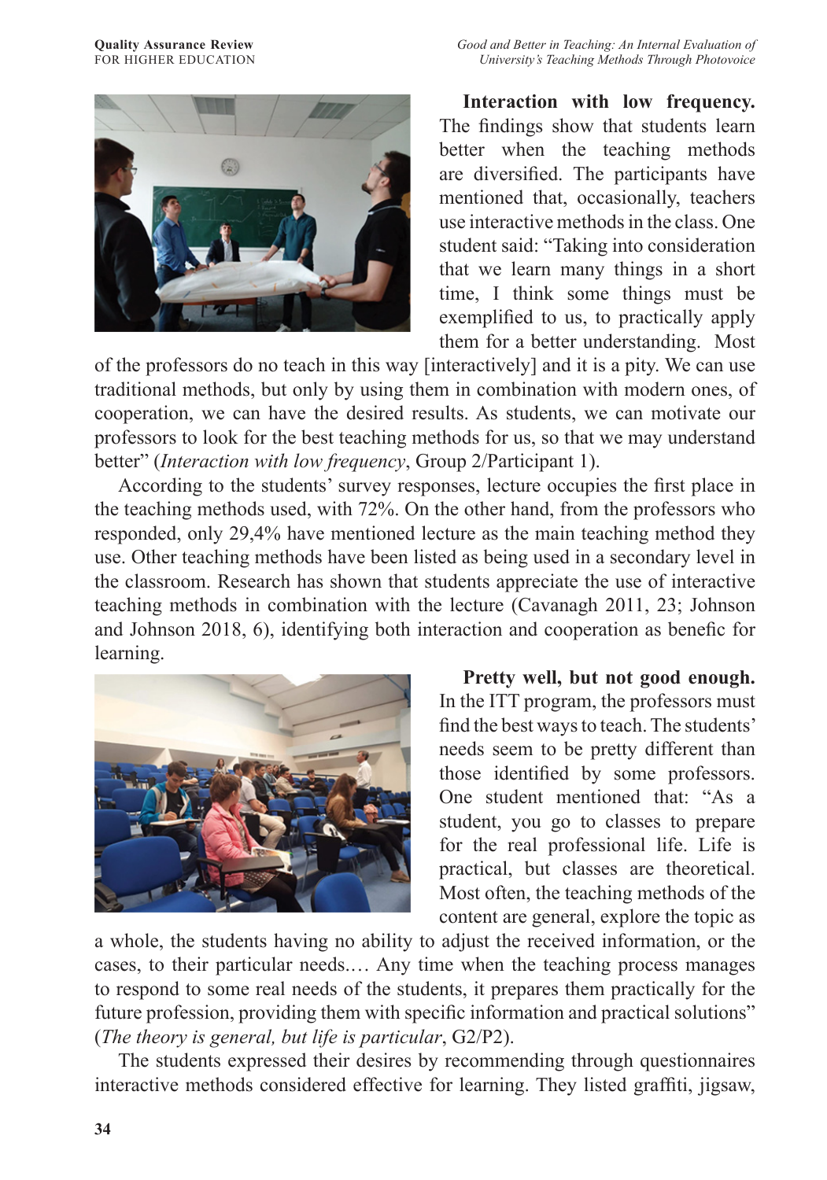**Interaction with low frequency.** The findings show that students learn better when the teaching methods are diversified. The participants have mentioned that, occasionally, teachers use interactive methods in the class. One student said: "Taking into consideration that we learn many things in a short time, I think some things must be exemplified to us, to practically apply them for a better understanding. Most of the professors do no teach in this way [interactively] and it is a pity. We can use traditional methods, but only by using them in combination with modern ones, of cooperation, we can have the desired results. As students, we can motivate our professors to look for the best teaching methods for us, so that we may understand better" (*Interaction with low frequency*, Group 2/Participant 1).

According to the students' survey responses, lecture occupies the first place in the teaching methods used, with 72%. On the other hand, from the professors who responded, only 29,4% have mentioned lecture as the main teaching method they use. Other teaching methods have been listed as being used in a secondary level in the classroom. Research has shown that students appreciate the use of interactive teaching methods in combination with the lecture (Cavanagh 2011, 23; Johnson and Johnson 2018, 6), identifying both interaction and cooperation as benefic for learning.

**Pretty well, but not good enough.** In the ITT program, the professors must find the best ways to teach. The students' needs seem to be pretty different than those identified by some professors. One student mentioned that: "As a student, you go to classes to prepare for the real professional life. Life is practical, but classes are theoretical. Most often, the teaching methods of the content are general, explore the topic as a whole, the students having no ability to adjust the received information, or the cases, to their particular needs.… Any time when the teaching process manages to respond to some real needs of the students, it prepares them practically for the future profession, providing them with specific information and practical solutions" (*The theory is general, but life is particular*, G2/P2).

The students expressed their desires by recommending through questionnaires interactive methods considered effective for learning. They listed graffiti, jigsaw,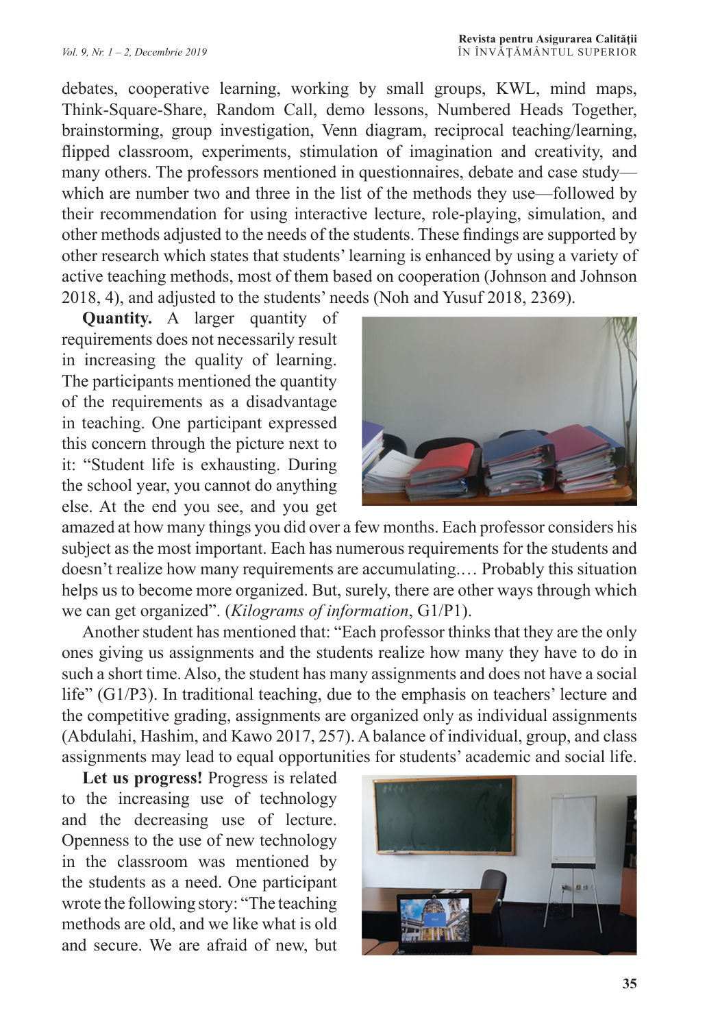debates, cooperative learning, working by small groups, KWL, mind maps, Think-Square-Share, Random Call, demo lessons, Numbered Heads Together, brainstorming, group investigation, Venn diagram, reciprocal teaching/learning, flipped classroom, experiments, stimulation of imagination and creativity, and many others. The professors mentioned in questionnaires, debate and case study—which are number two and three in the list of the methods they use—followed by their recommendation for using interactive lecture, role-playing, simulation, and other methods adjusted to the needs of the students. These findings are supported by other research which states that students' learning is enhanced by using a variety of active teaching methods, most of them based on cooperation (Johnson and Johnson 2018, 4), and adjusted to the students' needs (Noh and Yusuf 2018, 2369).

**Quantity.** A larger quantity of requirements does not necessarily result in increasing the quality of learning. The participants mentioned the quantity of the requirements as a disadvantage in teaching. One participant expressed this concern through the picture next to it: "Student life is exhausting. During the school year, you cannot do anything else. At the end you see, and you get amazed at how many things you did over a few months. Each professor considers his subject as the most important. Each has numerous requirements for the students and doesn't realize how many requirements are accumulating.… Probably this situation helps us to become more organized. But, surely, there are other ways through which we can get organized". (*Kilograms of information*, G1/P1).

Another student has mentioned that: "Each professor thinks that they are the only ones giving us assignments and the students realize how many they have to do in such a short time. Also, the student has many assignments and does not have a social life" (G1/P3). In traditional teaching, due to the emphasis on teachers' lecture and the competitive grading, assignments are organized only as individual assignments (Abdulahi, Hashim, and Kawo 2017, 257). A balance of individual, group, and class assignments may lead to equal opportunities for students' academic and social life.

**Let us progress!** Progress is related to the increasing use of technology and the decreasing use of lecture. Openness to the use of new technology in the classroom was mentioned by the students as a need. One participant wrote the following story: "The teaching methods are old, and we like what is old and secure. We are afraid of new, but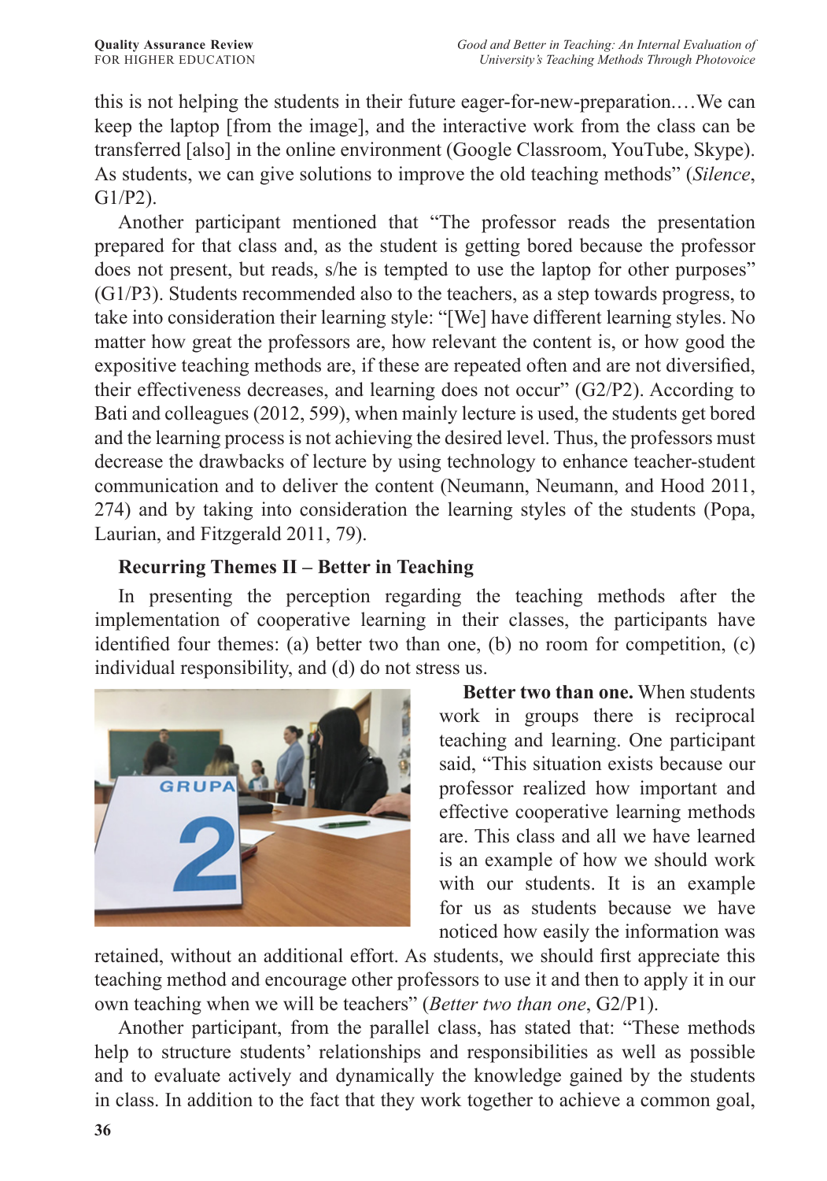this is not helping the students in their future eager-for-new-preparation.…We can keep the laptop [from the image], and the interactive work from the class can be transferred [also] in the online environment (Google Classroom, YouTube, Skype). As students, we can give solutions to improve the old teaching methods" (*Silence*, G1/P2).

Another participant mentioned that "The professor reads the presentation prepared for that class and, as the student is getting bored because the professor does not present, but reads, s/he is tempted to use the laptop for other purposes" (G1/P3). Students recommended also to the teachers, as a step towards progress, to take into consideration their learning style: "[We] have different learning styles. No matter how great the professors are, how relevant the content is, or how good the expositive teaching methods are, if these are repeated often and are not diversified, their effectiveness decreases, and learning does not occur" (G2/P2). According to Bati and colleagues (2012, 599), when mainly lecture is used, the students get bored and the learning process is not achieving the desired level. Thus, the professors must decrease the drawbacks of lecture by using technology to enhance teacher-student communication and to deliver the content (Neumann, Neumann, and Hood 2011, 274) and by taking into consideration the learning styles of the students (Popa, Laurian, and Fitzgerald 2011, 79).

### Recurring Themes II – Better in Teaching

In presenting the perception regarding the teaching methods after the implementation of cooperative learning in their classes, the participants have identified four themes: (a) better two than one, (b) no room for competition, (c) individual responsibility, and (d) do not stress us.

**Better two than one.** When students work in groups there is reciprocal teaching and learning. One participant said, "This situation exists because our professor realized how important and effective cooperative learning methods are. This class and all we have learned is an example of how we should work with our students. It is an example for us as students because we have noticed how easily the information was retained, without an additional effort. As students, we should first appreciate this teaching method and encourage other professors to use it and then to apply it in our own teaching when we will be teachers" (*Better two than one*, G2/P1).

Another participant, from the parallel class, has stated that: "These methods help to structure students' relationships and responsibilities as well as possible and to evaluate actively and dynamically the knowledge gained by the students in class. In addition to the fact that they work together to achieve a common goal,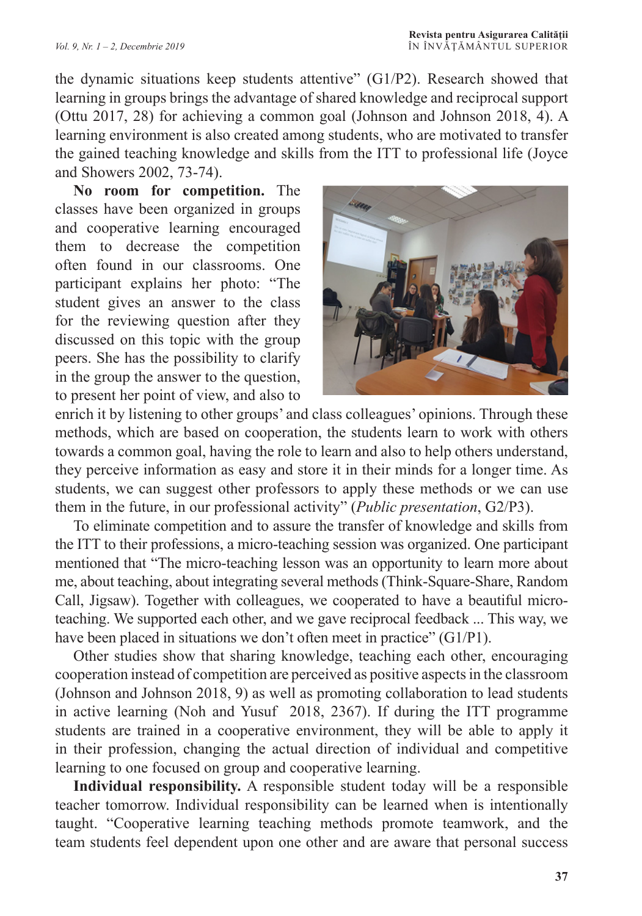the dynamic situations keep students attentive" (G1/P2). Research showed that learning in groups brings the advantage of shared knowledge and reciprocal support (Ottu 2017, 28) for achieving a common goal (Johnson and Johnson 2018, 4). A learning environment is also created among students, who are motivated to transfer the gained teaching knowledge and skills from the ITT to professional life (Joyce and Showers 2002, 73-74).

**No room for competition.** The classes have been organized in groups and cooperative learning encouraged them to decrease the competition often found in our classrooms. One participant explains her photo: "The student gives an answer to the class for the reviewing question after they discussed on this topic with the group peers. She has the possibility to clarify in the group the answer to the question, to present her point of view, and also to enrich it by listening to other groups' and class colleagues' opinions. Through these methods, which are based on cooperation, the students learn to work with others towards a common goal, having the role to learn and also to help others understand, they perceive information as easy and store it in their minds for a longer time. As students, we can suggest other professors to apply these methods or we can use them in the future, in our professional activity" (*Public presentation*, G2/P3).

To eliminate competition and to assure the transfer of knowledge and skills from the ITT to their professions, a micro-teaching session was organized. One participant mentioned that "The micro-teaching lesson was an opportunity to learn more about me, about teaching, about integrating several methods (Think-Square-Share, Random Call, Jigsaw). Together with colleagues, we cooperated to have a beautiful micro-teaching. We supported each other, and we gave reciprocal feedback ... This way, we have been placed in situations we don't often meet in practice" (G1/P1).

Other studies show that sharing knowledge, teaching each other, encouraging cooperation instead of competition are perceived as positive aspects in the classroom (Johnson and Johnson 2018, 9) as well as promoting collaboration to lead students in active learning (Noh and Yusuf 2018, 2367). If during the ITT programme students are trained in a cooperative environment, they will be able to apply it in their profession, changing the actual direction of individual and competitive learning to one focused on group and cooperative learning.

**Individual responsibility.** A responsible student today will be a responsible teacher tomorrow. Individual responsibility can be learned when is intentionally taught. "Cooperative learning teaching methods promote teamwork, and the team students feel dependent upon one other and are aware that personal success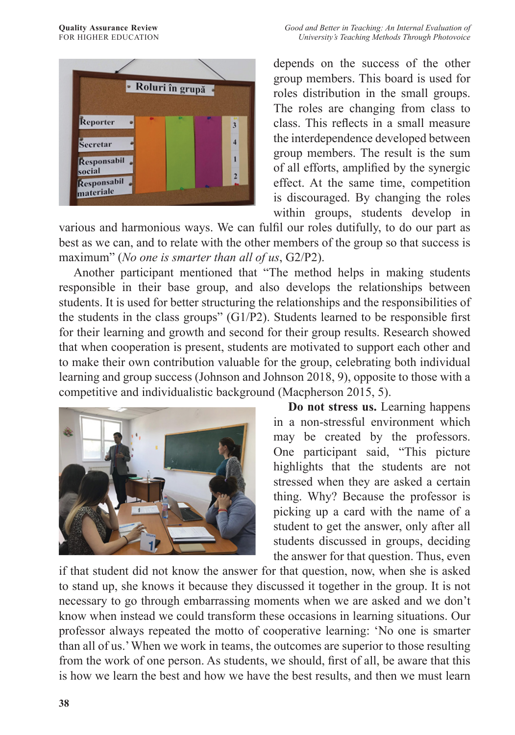depends on the success of the other group members. This board is used for roles distribution in the small groups. The roles are changing from class to class. This reflects in a small measure the interdependence developed between group members. The result is the sum of all efforts, amplified by the synergic effect. At the same time, competition is discouraged. By changing the roles within groups, students develop in various and harmonious ways. We can fulfil our roles dutifully, to do our part as best as we can, and to relate with the other members of the group so that success is maximum" (*No one is smarter than all of us*, G2/P2).

Another participant mentioned that "The method helps in making students responsible in their base group, and also develops the relationships between students. It is used for better structuring the relationships and the responsibilities of the students in the class groups" (G1/P2). Students learned to be responsible first for their learning and growth and second for their group results. Research showed that when cooperation is present, students are motivated to support each other and to make their own contribution valuable for the group, celebrating both individual learning and group success (Johnson and Johnson 2018, 9), opposite to those with a competitive and individualistic background (Macpherson 2015, 5).

**Do not stress us.** Learning happens in a non-stressful environment which may be created by the professors. One participant said, "This picture highlights that the students are not stressed when they are asked a certain thing. Why? Because the professor is picking up a card with the name of a student to get the answer, only after all students discussed in groups, deciding the answer for that question. Thus, even if that student did not know the answer for that question, now, when she is asked to stand up, she knows it because they discussed it together in the group. It is not necessary to go through embarrassing moments when we are asked and we don't know when instead we could transform these occasions in learning situations. Our professor always repeated the motto of cooperative learning: 'No one is smarter than all of us.' When we work in teams, the outcomes are superior to those resulting from the work of one person. As students, we should, first of all, be aware that this is how we learn the best and how we have the best results, and then we must learn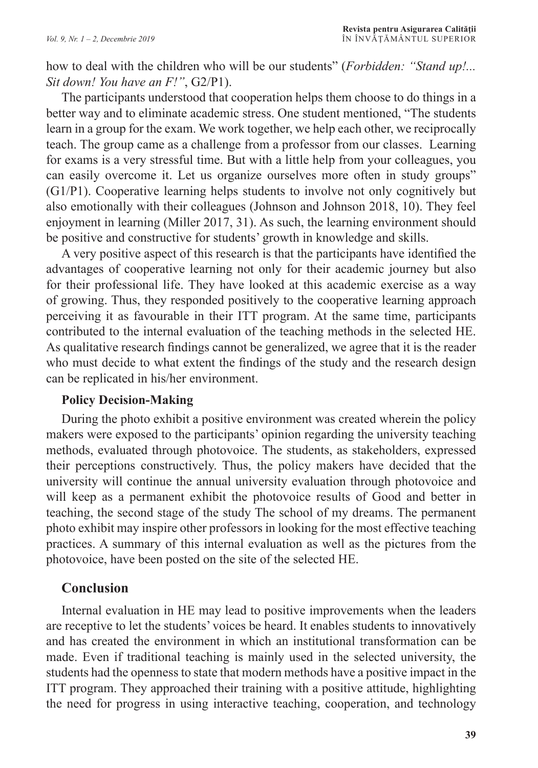how to deal with the children who will be our students" (*Forbidden: "Stand up!... Sit down! You have an F!"*, G2/P1).

The participants understood that cooperation helps them choose to do things in a better way and to eliminate academic stress. One student mentioned, "The students learn in a group for the exam. We work together, we help each other, we reciprocally teach. The group came as a challenge from a professor from our classes. Learning for exams is a very stressful time. But with a little help from your colleagues, you can easily overcome it. Let us organize ourselves more often in study groups" (G1/P1). Cooperative learning helps students to involve not only cognitively but also emotionally with their colleagues (Johnson and Johnson 2018, 10). They feel enjoyment in learning (Miller 2017, 31). As such, the learning environment should be positive and constructive for students' growth in knowledge and skills.

A very positive aspect of this research is that the participants have identified the advantages of cooperative learning not only for their academic journey but also for their professional life. They have looked at this academic exercise as a way of growing. Thus, they responded positively to the cooperative learning approach perceiving it as favourable in their ITT program. At the same time, participants contributed to the internal evaluation of the teaching methods in the selected HE. As qualitative research findings cannot be generalized, we agree that it is the reader who must decide to what extent the findings of the study and the research design can be replicated in his/her environment.

### Policy Decision-Making

During the photo exhibit a positive environment was created wherein the policy makers were exposed to the participants' opinion regarding the university teaching methods, evaluated through photovoice. The students, as stakeholders, expressed their perceptions constructively. Thus, the policy makers have decided that the university will continue the annual university evaluation through photovoice and will keep as a permanent exhibit the photovoice results of Good and better in teaching, the second stage of the study The school of my dreams. The permanent photo exhibit may inspire other professors in looking for the most effective teaching practices. A summary of this internal evaluation as well as the pictures from the photovoice, have been posted on the site of the selected HE.

## Conclusion

Internal evaluation in HE may lead to positive improvements when the leaders are receptive to let the students' voices be heard. It enables students to innovatively and has created the environment in which an institutional transformation can be made. Even if traditional teaching is mainly used in the selected university, the students had the openness to state that modern methods have a positive impact in the ITT program. They approached their training with a positive attitude, highlighting the need for progress in using interactive teaching, cooperation, and technology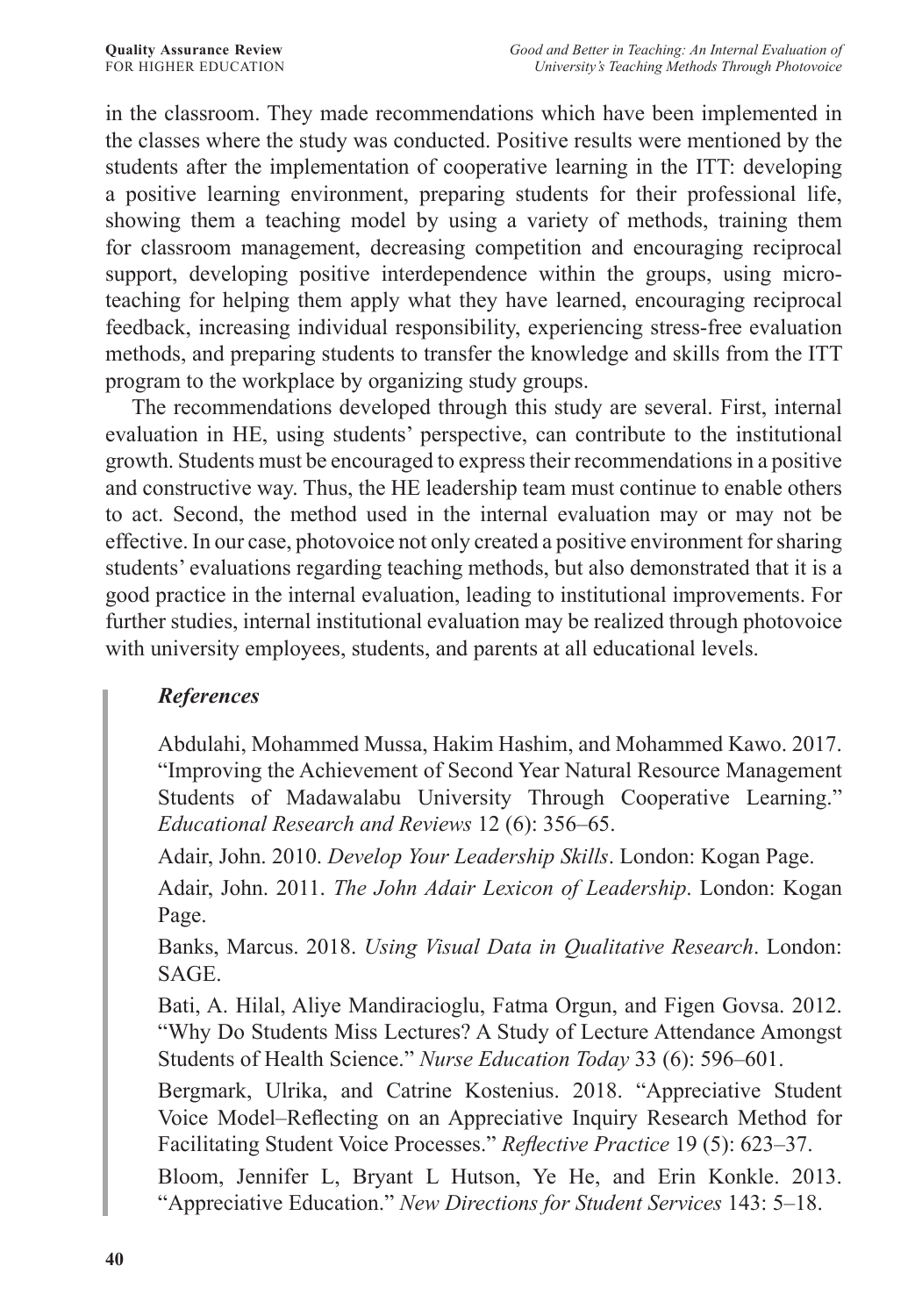in the classroom. They made recommendations which have been implemented in the classes where the study was conducted. Positive results were mentioned by the students after the implementation of cooperative learning in the ITT: developing a positive learning environment, preparing students for their professional life, showing them a teaching model by using a variety of methods, training them for classroom management, decreasing competition and encouraging reciprocal support, developing positive interdependence within the groups, using micro-teaching for helping them apply what they have learned, encouraging reciprocal feedback, increasing individual responsibility, experiencing stress-free evaluation methods, and preparing students to transfer the knowledge and skills from the ITT program to the workplace by organizing study groups.

The recommendations developed through this study are several. First, internal evaluation in HE, using students' perspective, can contribute to the institutional growth. Students must be encouraged to express their recommendations in a positive and constructive way. Thus, the HE leadership team must continue to enable others to act. Second, the method used in the internal evaluation may or may not be effective. In our case, photovoice not only created a positive environment for sharing students' evaluations regarding teaching methods, but also demonstrated that it is a good practice in the internal evaluation, leading to institutional improvements. For further studies, internal institutional evaluation may be realized through photovoice with university employees, students, and parents at all educational levels.

### *References*

Abdulahi, Mohammed Mussa, Hakim Hashim, and Mohammed Kawo. 2017. "Improving the Achievement of Second Year Natural Resource Management Students of Madawalabu University Through Cooperative Learning." *Educational Research and Reviews* 12 (6): 356–65.

Adair, John. 2010. *Develop Your Leadership Skills*. London: Kogan Page.

Adair, John. 2011. *The John Adair Lexicon of Leadership*. London: Kogan Page.

Banks, Marcus. 2018. *Using Visual Data in Qualitative Research*. London: SAGE.

Bati, A. Hilal, Aliye Mandiracioglu, Fatma Orgun, and Figen Govsa. 2012. "Why Do Students Miss Lectures? A Study of Lecture Attendance Amongst Students of Health Science." *Nurse Education Today* 33 (6): 596–601.

Bergmark, Ulrika, and Catrine Kostenius. 2018. "Appreciative Student Voice Model–Reflecting on an Appreciative Inquiry Research Method for Facilitating Student Voice Processes." *Reflective Practice* 19 (5): 623–37.

Bloom, Jennifer L, Bryant L Hutson, Ye He, and Erin Konkle. 2013. "Appreciative Education." *New Directions for Student Services* 143: 5–18.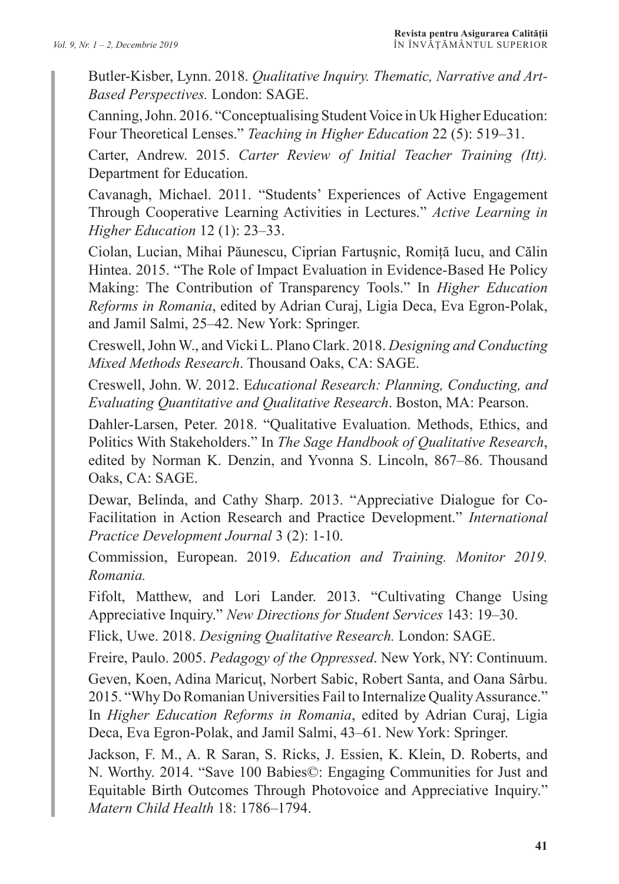Butler-Kisber, Lynn. 2018. *Qualitative Inquiry. Thematic, Narrative and Art-Based Perspectives.* London: SAGE.

Canning, John. 2016. "Conceptualising Student Voice in Uk Higher Education: Four Theoretical Lenses." *Teaching in Higher Education* 22 (5): 519–31.

Carter, Andrew. 2015. *Carter Review of Initial Teacher Training (Itt).* Department for Education.

Cavanagh, Michael. 2011. "Students' Experiences of Active Engagement Through Cooperative Learning Activities in Lectures." *Active Learning in Higher Education* 12 (1): 23–33.

Ciolan, Lucian, Mihai Păunescu, Ciprian Fartuşnic, Romiță Iucu, and Călin Hintea. 2015. "The Role of Impact Evaluation in Evidence-Based He Policy Making: The Contribution of Transparency Tools." In *Higher Education Reforms in Romania*, edited by Adrian Curaj, Ligia Deca, Eva Egron-Polak, and Jamil Salmi, 25–42. New York: Springer.

Creswell, John W., and Vicki L. Plano Clark. 2018. *Designing and Conducting Mixed Methods Research*. Thousand Oaks, CA: SAGE.

Creswell, John. W. 2012. E*ducational Research: Planning, Conducting, and Evaluating Quantitative and Qualitative Research*. Boston, MA: Pearson.

Dahler-Larsen, Peter. 2018. "Qualitative Evaluation. Methods, Ethics, and Politics With Stakeholders." In *The Sage Handbook of Qualitative Research*, edited by Norman K. Denzin, and Yvonna S. Lincoln, 867–86. Thousand Oaks, CA: SAGE.

Dewar, Belinda, and Cathy Sharp. 2013. "Appreciative Dialogue for Co-Facilitation in Action Research and Practice Development." *International Practice Development Journal* 3 (2): 1-10.

Commission, European. 2019. *Education and Training. Monitor 2019. Romania.*

Fifolt, Matthew, and Lori Lander. 2013. "Cultivating Change Using Appreciative Inquiry." *New Directions for Student Services* 143: 19–30.

Flick, Uwe. 2018. *Designing Qualitative Research.* London: SAGE.

Freire, Paulo. 2005. *Pedagogy of the Oppressed*. New York, NY: Continuum.

Geven, Koen, Adina Maricuţ, Norbert Sabic, Robert Santa, and Oana Sârbu. 2015. "Why Do Romanian Universities Fail to Internalize Quality Assurance." In *Higher Education Reforms in Romania*, edited by Adrian Curaj, Ligia Deca, Eva Egron-Polak, and Jamil Salmi, 43–61. New York: Springer.

Jackson, F. M., A. R Saran, S. Ricks, J. Essien, K. Klein, D. Roberts, and N. Worthy. 2014. "Save 100 Babies©: Engaging Communities for Just and Equitable Birth Outcomes Through Photovoice and Appreciative Inquiry." *Matern Child Health* 18: 1786–1794.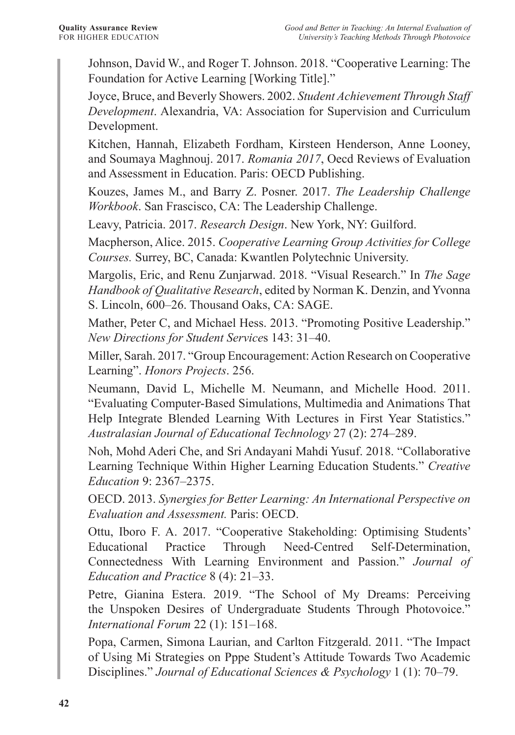Johnson, David W., and Roger T. Johnson. 2018. "Cooperative Learning: The Foundation for Active Learning [Working Title]."

Joyce, Bruce, and Beverly Showers. 2002. *Student Achievement Through Staff Development*. Alexandria, VA: Association for Supervision and Curriculum Development.

Kitchen, Hannah, Elizabeth Fordham, Kirsteen Henderson, Anne Looney, and Soumaya Maghnouj. 2017. *Romania 2017*, Oecd Reviews of Evaluation and Assessment in Education. Paris: OECD Publishing.

Kouzes, James M., and Barry Z. Posner. 2017. *The Leadership Challenge Workbook*. San Frascisco, CA: The Leadership Challenge.

Leavy, Patricia. 2017. *Research Design*. New York, NY: Guilford.

Macpherson, Alice. 2015. *Cooperative Learning Group Activities for College Courses.* Surrey, BC, Canada: Kwantlen Polytechnic University.

Margolis, Eric, and Renu Zunjarwad. 2018. "Visual Research." In *The Sage Handbook of Qualitative Research*, edited by Norman K. Denzin, and Yvonna S. Lincoln, 600–26. Thousand Oaks, CA: SAGE.

Mather, Peter C, and Michael Hess. 2013. "Promoting Positive Leadership." *New Directions for Student Service*s 143: 31–40.

Miller, Sarah. 2017. "Group Encouragement: Action Research on Cooperative Learning". *Honors Projects*. 256.

Neumann, David L, Michelle M. Neumann, and Michelle Hood. 2011. "Evaluating Computer-Based Simulations, Multimedia and Animations That Help Integrate Blended Learning With Lectures in First Year Statistics." *Australasian Journal of Educational Technology* 27 (2): 274–289.

Noh, Mohd Aderi Che, and Sri Andayani Mahdi Yusuf. 2018. "Collaborative Learning Technique Within Higher Learning Education Students." *Creative Education* 9: 2367–2375.

OECD. 2013. *Synergies for Better Learning: An International Perspective on Evaluation and Assessment.* Paris: OECD.

Ottu, Iboro F. A. 2017. "Cooperative Stakeholding: Optimising Students' Educational Practice Through Need-Centred Self-Determination, Connectedness With Learning Environment and Passion." *Journal of Education and Practice* 8 (4): 21–33.

Petre, Gianina Estera. 2019. "The School of My Dreams: Perceiving the Unspoken Desires of Undergraduate Students Through Photovoice." *International Forum* 22 (1): 151–168.

Popa, Carmen, Simona Laurian, and Carlton Fitzgerald. 2011. "The Impact of Using Mi Strategies on Pppe Student's Attitude Towards Two Academic Disciplines." *Journal of Educational Sciences & Psychology* 1 (1): 70–79.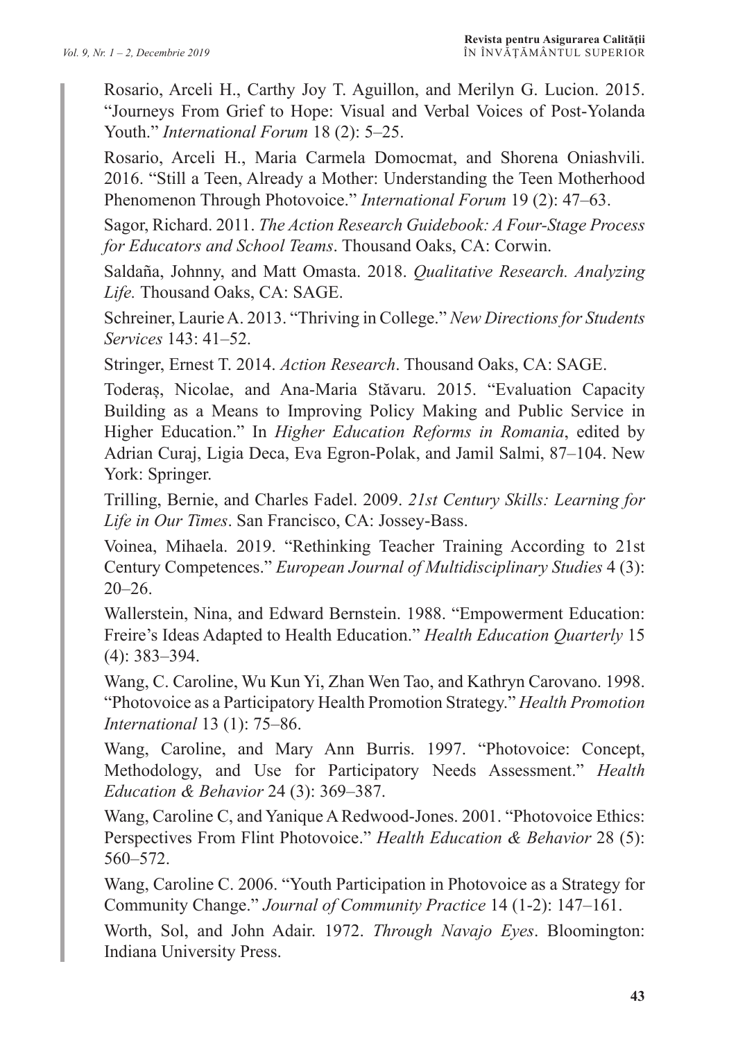Rosario, Arceli H., Carthy Joy T. Aguillon, and Merilyn G. Lucion. 2015. "Journeys From Grief to Hope: Visual and Verbal Voices of Post-Yolanda Youth." *International Forum* 18 (2): 5–25.

Rosario, Arceli H., Maria Carmela Domocmat, and Shorena Oniashvili. 2016. "Still a Teen, Already a Mother: Understanding the Teen Motherhood Phenomenon Through Photovoice." *International Forum* 19 (2): 47–63.

Sagor, Richard. 2011. *The Action Research Guidebook: A Four-Stage Process for Educators and School Teams*. Thousand Oaks, CA: Corwin.

Saldaña, Johnny, and Matt Omasta. 2018. *Qualitative Research. Analyzing Life.* Thousand Oaks, CA: SAGE.

Schreiner, Laurie A. 2013. "Thriving in College." *New Directions for Students Services* 143: 41–52.

Stringer, Ernest T. 2014. *Action Research*. Thousand Oaks, CA: SAGE.

Toderaș, Nicolae, and Ana-Maria Stăvaru. 2015. "Evaluation Capacity Building as a Means to Improving Policy Making and Public Service in Higher Education." In *Higher Education Reforms in Romania*, edited by Adrian Curaj, Ligia Deca, Eva Egron-Polak, and Jamil Salmi, 87–104. New York: Springer.

Trilling, Bernie, and Charles Fadel. 2009. *21st Century Skills: Learning for Life in Our Times*. San Francisco, CA: Jossey-Bass.

Voinea, Mihaela. 2019. "Rethinking Teacher Training According to 21st Century Competences." *European Journal of Multidisciplinary Studies* 4 (3): 20–26.

Wallerstein, Nina, and Edward Bernstein. 1988. "Empowerment Education: Freire's Ideas Adapted to Health Education." *Health Education Quarterly* 15 (4): 383–394.

Wang, C. Caroline, Wu Kun Yi, Zhan Wen Tao, and Kathryn Carovano. 1998. "Photovoice as a Participatory Health Promotion Strategy." *Health Promotion International* 13 (1): 75–86.

Wang, Caroline, and Mary Ann Burris. 1997. "Photovoice: Concept, Methodology, and Use for Participatory Needs Assessment." *Health Education & Behavior* 24 (3): 369–387.

Wang, Caroline C, and Yanique A Redwood-Jones. 2001. "Photovoice Ethics: Perspectives From Flint Photovoice." *Health Education & Behavior* 28 (5): 560–572.

Wang, Caroline C. 2006. "Youth Participation in Photovoice as a Strategy for Community Change." *Journal of Community Practice* 14 (1-2): 147–161.

Worth, Sol, and John Adair. 1972. *Through Navajo Eyes*. Bloomington: Indiana University Press.